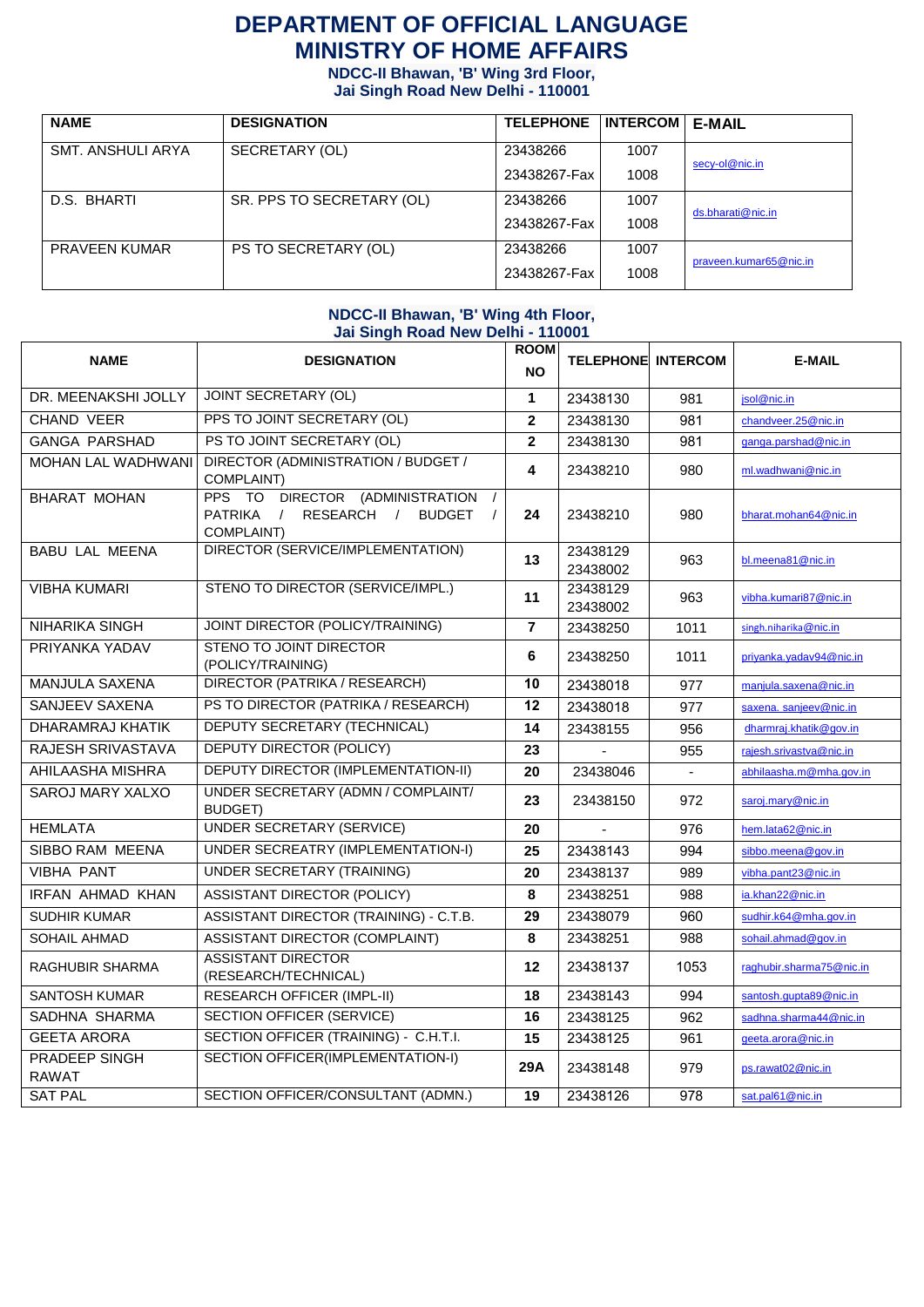# DEPARTMENT OF OFFICIAL LANGUAGE
# MINISTRY OF HOME AFFAIRS

**NDCC-II Bhawan, 'B' Wing 3rd Floor,**
**Jai Singh Road New Delhi - 110001**

| NAME | DESIGNATION | TELEPHONE | INTERCOM | E-MAIL |
|---|---|---|---|---|
| SMT. ANSHULI ARYA | SECRETARY (OL) | 23438266<br>23438267-Fax | 1007<br>1008 | secy-ol@nic.in |
| D.S. BHARTI | SR. PPS TO SECRETARY (OL) | 23438266<br>23438267-Fax | 1007<br>1008 | ds.bharati@nic.in |
| PRAVEEN KUMAR | PS TO SECRETARY (OL) | 23438266<br>23438267-Fax | 1007<br>1008 | praveen.kumar65@nic.in |

**NDCC-II Bhawan, 'B' Wing 4th Floor,**
**Jai Singh Road New Delhi - 110001**

| NAME | DESIGNATION | ROOM NO | TELEPHONE | INTERCOM | E-MAIL |
|---|---|---|---|---|---|
| DR. MEENAKSHI JOLLY | JOINT SECRETARY (OL) | 1 | 23438130 | 981 | jsol@nic.in |
| CHAND VEER | PPS TO JOINT SECRETARY (OL) | 2 | 23438130 | 981 | chandveer.25@nic.in |
| GANGA PARSHAD | PS TO JOINT SECRETARY (OL) | 2 | 23438130 | 981 | ganga.parshad@nic.in |
| MOHAN LAL WADHWANI | DIRECTOR (ADMINISTRATION / BUDGET / COMPLAINT) | 4 | 23438210 | 980 | ml.wadhwani@nic.in |
| BHARAT MOHAN | PPS TO DIRECTOR (ADMINISTRATION / PATRIKA / RESEARCH / BUDGET / COMPLAINT) | 24 | 23438210 | 980 | bharat.mohan64@nic.in |
| BABU LAL MEENA | DIRECTOR (SERVICE/IMPLEMENTATION) | 13 | 23438129<br>23438002 | 963 | bl.meena81@nic.in |
| VIBHA KUMARI | STENO TO DIRECTOR (SERVICE/IMPL.) | 11 | 23438129<br>23438002 | 963 | vibha.kumari87@nic.in |
| NIHARIKA SINGH | JOINT DIRECTOR (POLICY/TRAINING) | 7 | 23438250 | 1011 | singh.niharika@nic.in |
| PRIYANKA YADAV | STENO TO JOINT DIRECTOR (POLICY/TRAINING) | 6 | 23438250 | 1011 | priyanka.yadav94@nic.in |
| MANJULA SAXENA | DIRECTOR (PATRIKA / RESEARCH) | 10 | 23438018 | 977 | manjula.saxena@nic.in |
| SANJEEV SAXENA | PS TO DIRECTOR (PATRIKA / RESEARCH) | 12 | 23438018 | 977 | saxena. sanjeev@nic.in |
| DHARAMRAJ KHATIK | DEPUTY SECRETARY (TECHNICAL) | 14 | 23438155 | 956 | dharmraj.khatik@gov.in |
| RAJESH SRIVASTAVA | DEPUTY DIRECTOR (POLICY) | 23 | - | 955 | rajesh.srivastva@nic.in |
| AHILAASHA MISHRA | DEPUTY DIRECTOR (IMPLEMENTATION-II) | 20 | 23438046 | - | abhilaasha.m@mha.gov.in |
| SAROJ MARY XALXO | UNDER SECRETARY (ADMN / COMPLAINT/ BUDGET) | 23 | 23438150 | 972 | saroj.mary@nic.in |
| HEMLATA | UNDER SECRETARY (SERVICE) | 20 | - | 976 | hem.lata62@nic.in |
| SIBBO RAM MEENA | UNDER SECREATRY (IMPLEMENTATION-I) | 25 | 23438143 | 994 | sibbo.meena@gov.in |
| VIBHA PANT | UNDER SECRETARY (TRAINING) | 20 | 23438137 | 989 | vibha.pant23@nic.in |
| IRFAN AHMAD KHAN | ASSISTANT DIRECTOR (POLICY) | 8 | 23438251 | 988 | ia.khan22@nic.in |
| SUDHIR KUMAR | ASSISTANT DIRECTOR (TRAINING) - C.T.B. | 29 | 23438079 | 960 | sudhir.k64@mha.gov.in |
| SOHAIL AHMAD | ASSISTANT DIRECTOR (COMPLAINT) | 8 | 23438251 | 988 | sohail.ahmad@gov.in |
| RAGHUBIR SHARMA | ASSISTANT DIRECTOR (RESEARCH/TECHNICAL) | 12 | 23438137 | 1053 | raghubir.sharma75@nic.in |
| SANTOSH KUMAR | RESEARCH OFFICER (IMPL-II) | 18 | 23438143 | 994 | santosh.gupta89@nic.in |
| SADHNA SHARMA | SECTION OFFICER (SERVICE) | 16 | 23438125 | 962 | sadhna.sharma44@nic.in |
| GEETA ARORA | SECTION OFFICER (TRAINING) - C.H.T.I. | 15 | 23438125 | 961 | geeta.arora@nic.in |
| PRADEEP SINGH RAWAT | SECTION OFFICER(IMPLEMENTATION-I) | 29A | 23438148 | 979 | ps.rawat02@nic.in |
| SAT PAL | SECTION OFFICER/CONSULTANT (ADMN.) | 19 | 23438126 | 978 | sat.pal61@nic.in |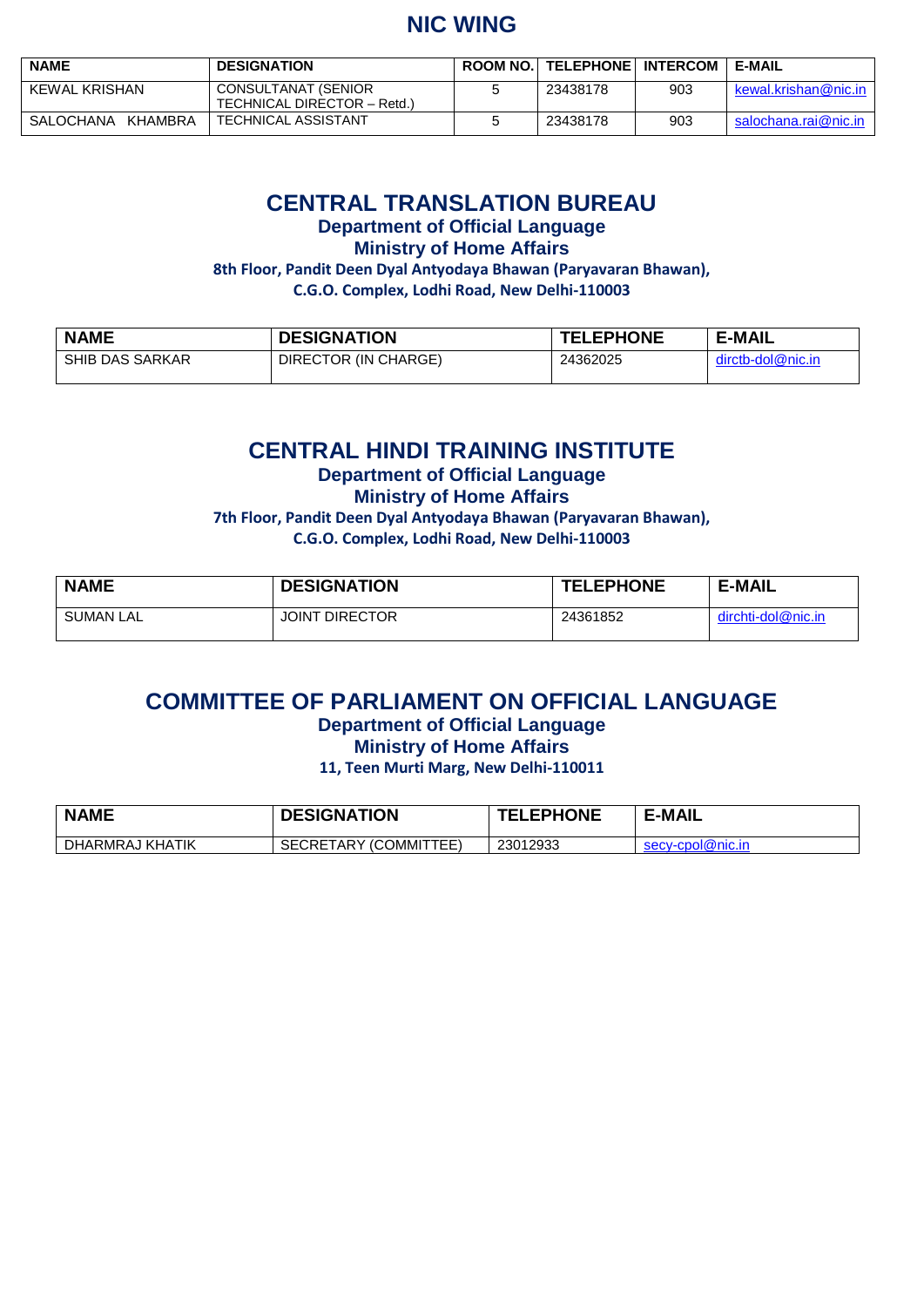# NIC WING

| NAME | DESIGNATION | ROOM NO. | TELEPHONE | INTERCOM | E-MAIL |
|---|---|---|---|---|---|
| KEWAL KRISHAN | CONSULTANAT (SENIOR TECHNICAL DIRECTOR – Retd.) | 5 | 23438178 | 903 | kewal.krishan@nic.in |
| SALOCHANA KHAMBRA | TECHNICAL ASSISTANT | 5 | 23438178 | 903 | salochana.rai@nic.in |

# CENTRAL TRANSLATION BUREAU

**Department of Official Language**
**Ministry of Home Affairs**
**8th Floor, Pandit Deen Dyal Antyodaya Bhawan (Paryavaran Bhawan),**
**C.G.O. Complex, Lodhi Road, New Delhi-110003**

| NAME | DESIGNATION | TELEPHONE | E-MAIL |
|---|---|---|---|
| SHIB DAS SARKAR | DIRECTOR (IN CHARGE) | 24362025 | dirctb-dol@nic.in |

# CENTRAL HINDI TRAINING INSTITUTE

**Department of Official Language**
**Ministry of Home Affairs**
**7th Floor, Pandit Deen Dyal Antyodaya Bhawan (Paryavaran Bhawan),**
**C.G.O. Complex, Lodhi Road, New Delhi-110003**

| NAME | DESIGNATION | TELEPHONE | E-MAIL |
|---|---|---|---|
| SUMAN LAL | JOINT DIRECTOR | 24361852 | dirchti-dol@nic.in |

# COMMITTEE OF PARLIAMENT ON OFFICIAL LANGUAGE

**Department of Official Language**
**Ministry of Home Affairs**
**11, Teen Murti Marg, New Delhi-110011**

| NAME | DESIGNATION | TELEPHONE | E-MAIL |
|---|---|---|---|
| DHARMRAJ KHATIK | SECRETARY (COMMITTEE) | 23012933 | secy-cpol@nic.in |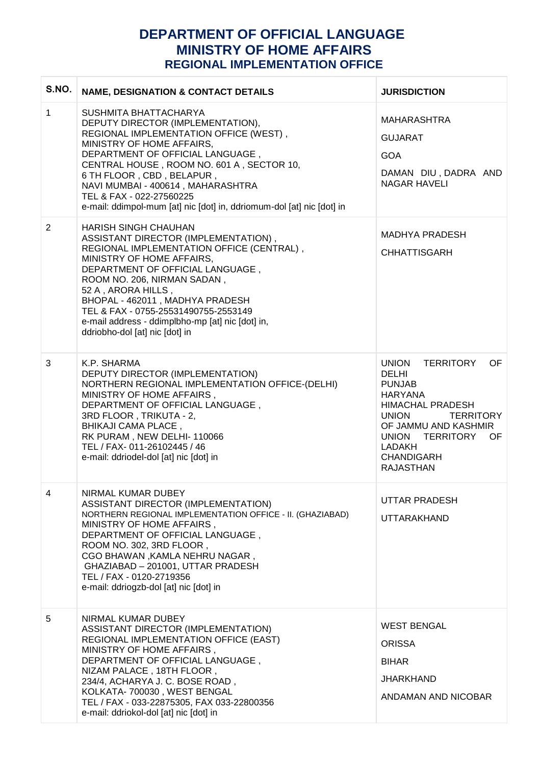# DEPARTMENT OF OFFICIAL LANGUAGE
# MINISTRY OF HOME AFFAIRS
## REGIONAL IMPLEMENTATION OFFICE

| S.NO. | NAME, DESIGNATION & CONTACT DETAILS | JURISDICTION |
|---|---|---|
| 1 | SUSHMITA BHATTACHARYA<br>DEPUTY DIRECTOR (IMPLEMENTATION),<br>REGIONAL IMPLEMENTATION OFFICE (WEST) ,<br>MINISTRY OF HOME AFFAIRS,<br>DEPARTMENT OF OFFICIAL LANGUAGE ,<br>CENTRAL HOUSE , ROOM NO. 601 A , SECTOR 10,<br>6 TH FLOOR , CBD , BELAPUR ,<br>NAVI MUMBAI - 400614 , MAHARASHTRA<br>TEL & FAX - 022-27560225<br>e-mail: ddimpol-mum [at] nic [dot] in, ddriomum-dol [at] nic [dot] in | MAHARASHTRA<br>GUJARAT<br>GOA<br>DAMAN DIU , DADRA AND NAGAR HAVELI |
| 2 | HARISH SINGH CHAUHAN<br>ASSISTANT DIRECTOR (IMPLEMENTATION) ,<br>REGIONAL IMPLEMENTATION OFFICE (CENTRAL) ,<br>MINISTRY OF HOME AFFAIRS,<br>DEPARTMENT OF OFFICIAL LANGUAGE ,<br>ROOM NO. 206, NIRMAN SADAN ,<br>52 A , ARORA HILLS ,<br>BHOPAL - 462011 , MADHYA PRADESH<br>TEL & FAX - 0755-25531490755-2553149<br>e-mail address - ddimplbho-mp [at] nic [dot] in,<br>ddriobho-dol [at] nic [dot] in | MADHYA PRADESH<br>CHHATTISGARH |
| 3 | K.P. SHARMA<br>DEPUTY DIRECTOR (IMPLEMENTATION)<br>NORTHERN REGIONAL IMPLEMENTATION OFFICE-(DELHI)<br>MINISTRY OF HOME AFFAIRS ,<br>DEPARTMENT OF OFFICIAL LANGUAGE ,<br>3RD FLOOR , TRIKUTA - 2,<br>BHIKAJI CAMA PLACE ,<br>RK PURAM , NEW DELHI- 110066<br>TEL / FAX- 011-26102445 / 46<br>e-mail: ddriodel-dol [at] nic [dot] in | UNION TERRITORY OF DELHI<br>PUNJAB<br>HARYANA<br>HIMACHAL PRADESH<br>UNION TERRITORY OF JAMMU AND KASHMIR<br>UNION TERRITORY OF LADAKH<br>CHANDIGARH<br>RAJASTHAN |
| 4 | NIRMAL KUMAR DUBEY<br>ASSISTANT DIRECTOR (IMPLEMENTATION)<br>NORTHERN REGIONAL IMPLEMENTATION OFFICE - II. (GHAZIABAD)<br>MINISTRY OF HOME AFFAIRS ,<br>DEPARTMENT OF OFFICIAL LANGUAGE ,<br>ROOM NO. 302, 3RD FLOOR ,<br>CGO BHAWAN ,KAMLA NEHRU NAGAR ,<br>GHAZIABAD – 201001, UTTAR PRADESH<br>TEL / FAX - 0120-2719356<br>e-mail: ddriogzb-dol [at] nic [dot] in | UTTAR PRADESH<br>UTTARAKHAND |
| 5 | NIRMAL KUMAR DUBEY<br>ASSISTANT DIRECTOR (IMPLEMENTATION)<br>REGIONAL IMPLEMENTATION OFFICE (EAST)<br>MINISTRY OF HOME AFFAIRS ,<br>DEPARTMENT OF OFFICIAL LANGUAGE ,<br>NIZAM PALACE , 18TH FLOOR ,<br>234/4, ACHARYA J. C. BOSE ROAD ,<br>KOLKATA- 700030 , WEST BENGAL<br>TEL / FAX - 033-22875305, FAX 033-22800356<br>e-mail: ddriokol-dol [at] nic [dot] in | WEST BENGAL<br>ORISSA<br>BIHAR<br>JHARKHAND<br>ANDAMAN AND NICOBAR |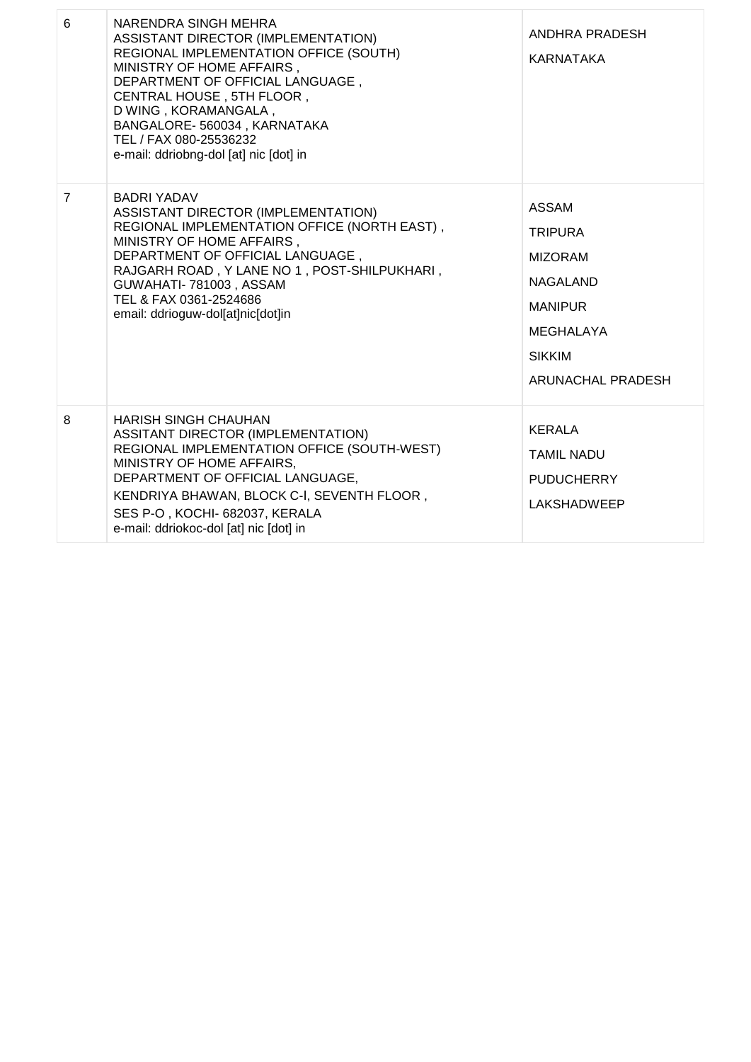| | | |
|---|---|---|
| 6 | NARENDRA SINGH MEHRA<br>ASSISTANT DIRECTOR (IMPLEMENTATION)<br>REGIONAL IMPLEMENTATION OFFICE (SOUTH)<br>MINISTRY OF HOME AFFAIRS ,<br>DEPARTMENT OF OFFICIAL LANGUAGE ,<br>CENTRAL HOUSE , 5TH FLOOR ,<br>D WING , KORAMANGALA ,<br>BANGALORE- 560034 , KARNATAKA<br>TEL / FAX 080-25536232<br>e-mail: ddriobng-dol [at] nic [dot] in | ANDHRA PRADESH<br>KARNATAKA |
| 7 | BADRI YADAV<br>ASSISTANT DIRECTOR (IMPLEMENTATION)<br>REGIONAL IMPLEMENTATION OFFICE (NORTH EAST) ,<br>MINISTRY OF HOME AFFAIRS ,<br>DEPARTMENT OF OFFICIAL LANGUAGE ,<br>RAJGARH ROAD , Y LANE NO 1 , POST-SHILPUKHARI ,<br>GUWAHATI- 781003 , ASSAM<br>TEL & FAX 0361-2524686<br>email: ddrioguw-dol[at]nic[dot]in | ASSAM<br>TRIPURA<br>MIZORAM<br>NAGALAND<br>MANIPUR<br>MEGHALAYA<br>SIKKIM<br>ARUNACHAL PRADESH |
| 8 | HARISH SINGH CHAUHAN<br>ASSITANT DIRECTOR (IMPLEMENTATION)<br>REGIONAL IMPLEMENTATION OFFICE (SOUTH-WEST)<br>MINISTRY OF HOME AFFAIRS,<br>DEPARTMENT OF OFFICIAL LANGUAGE,<br>KENDRIYA BHAWAN, BLOCK C-I, SEVENTH FLOOR ,<br>SES P-O , KOCHI- 682037, KERALA<br>e-mail: ddriokoc-dol [at] nic [dot] in | KERALA<br>TAMIL NADU<br>PUDUCHERRY<br>LAKSHADWEEP |